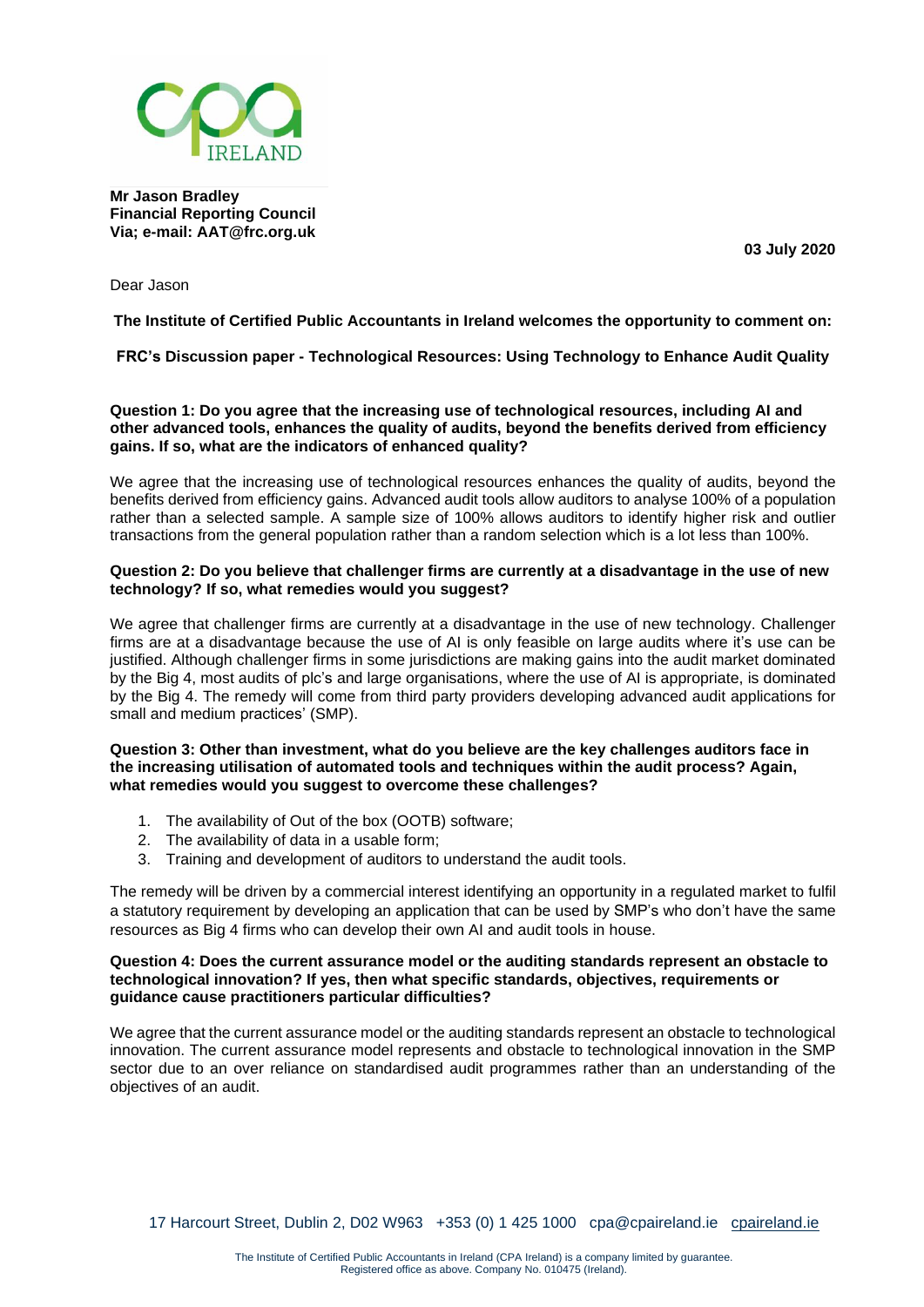**Mr Jason Bradley**
**Financial Reporting Council**
**Via; e-mail: AAT@frc.org.uk**

**03 July 2020**

Dear Jason

**The Institute of Certified Public Accountants in Ireland welcomes the opportunity to comment on:**

**FRC's Discussion paper - Technological Resources: Using Technology to Enhance Audit Quality**

**Question 1: Do you agree that the increasing use of technological resources, including AI and other advanced tools, enhances the quality of audits, beyond the benefits derived from efficiency gains. If so, what are the indicators of enhanced quality?**

We agree that the increasing use of technological resources enhances the quality of audits, beyond the benefits derived from efficiency gains. Advanced audit tools allow auditors to analyse 100% of a population rather than a selected sample. A sample size of 100% allows auditors to identify higher risk and outlier transactions from the general population rather than a random selection which is a lot less than 100%.

**Question 2: Do you believe that challenger firms are currently at a disadvantage in the use of new technology? If so, what remedies would you suggest?**

We agree that challenger firms are currently at a disadvantage in the use of new technology. Challenger firms are at a disadvantage because the use of AI is only feasible on large audits where it's use can be justified. Although challenger firms in some jurisdictions are making gains into the audit market dominated by the Big 4, most audits of plc's and large organisations, where the use of AI is appropriate, is dominated by the Big 4. The remedy will come from third party providers developing advanced audit applications for small and medium practices' (SMP).

**Question 3: Other than investment, what do you believe are the key challenges auditors face in the increasing utilisation of automated tools and techniques within the audit process? Again, what remedies would you suggest to overcome these challenges?**

1. The availability of Out of the box (OOTB) software;
2. The availability of data in a usable form;
3. Training and development of auditors to understand the audit tools.

The remedy will be driven by a commercial interest identifying an opportunity in a regulated market to fulfil a statutory requirement by developing an application that can be used by SMP's who don't have the same resources as Big 4 firms who can develop their own AI and audit tools in house.

**Question 4: Does the current assurance model or the auditing standards represent an obstacle to technological innovation? If yes, then what specific standards, objectives, requirements or guidance cause practitioners particular difficulties?**

We agree that the current assurance model or the auditing standards represent an obstacle to technological innovation. The current assurance model represents and obstacle to technological innovation in the SMP sector due to an over reliance on standardised audit programmes rather than an understanding of the objectives of an audit.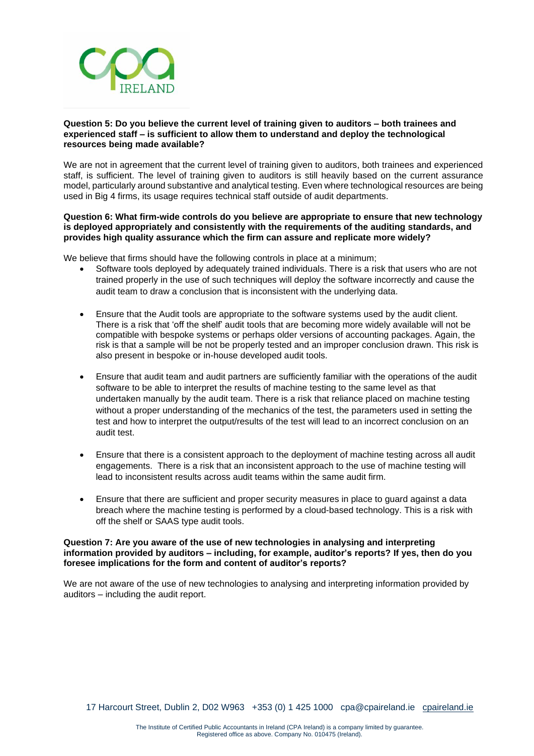**Question 5: Do you believe the current level of training given to auditors – both trainees and experienced staff – is sufficient to allow them to understand and deploy the technological resources being made available?**

We are not in agreement that the current level of training given to auditors, both trainees and experienced staff, is sufficient. The level of training given to auditors is still heavily based on the current assurance model, particularly around substantive and analytical testing. Even where technological resources are being used in Big 4 firms, its usage requires technical staff outside of audit departments.

**Question 6: What firm-wide controls do you believe are appropriate to ensure that new technology is deployed appropriately and consistently with the requirements of the auditing standards, and provides high quality assurance which the firm can assure and replicate more widely?**

We believe that firms should have the following controls in place at a minimum;

- Software tools deployed by adequately trained individuals. There is a risk that users who are not trained properly in the use of such techniques will deploy the software incorrectly and cause the audit team to draw a conclusion that is inconsistent with the underlying data.

- Ensure that the Audit tools are appropriate to the software systems used by the audit client. There is a risk that 'off the shelf' audit tools that are becoming more widely available will not be compatible with bespoke systems or perhaps older versions of accounting packages. Again, the risk is that a sample will be not be properly tested and an improper conclusion drawn. This risk is also present in bespoke or in-house developed audit tools.

- Ensure that audit team and audit partners are sufficiently familiar with the operations of the audit software to be able to interpret the results of machine testing to the same level as that undertaken manually by the audit team. There is a risk that reliance placed on machine testing without a proper understanding of the mechanics of the test, the parameters used in setting the test and how to interpret the output/results of the test will lead to an incorrect conclusion on an audit test.

- Ensure that there is a consistent approach to the deployment of machine testing across all audit engagements. There is a risk that an inconsistent approach to the use of machine testing will lead to inconsistent results across audit teams within the same audit firm.

- Ensure that there are sufficient and proper security measures in place to guard against a data breach where the machine testing is performed by a cloud-based technology. This is a risk with off the shelf or SAAS type audit tools.

**Question 7: Are you aware of the use of new technologies in analysing and interpreting information provided by auditors – including, for example, auditor's reports? If yes, then do you foresee implications for the form and content of auditor's reports?**

We are not aware of the use of new technologies to analysing and interpreting information provided by auditors – including the audit report.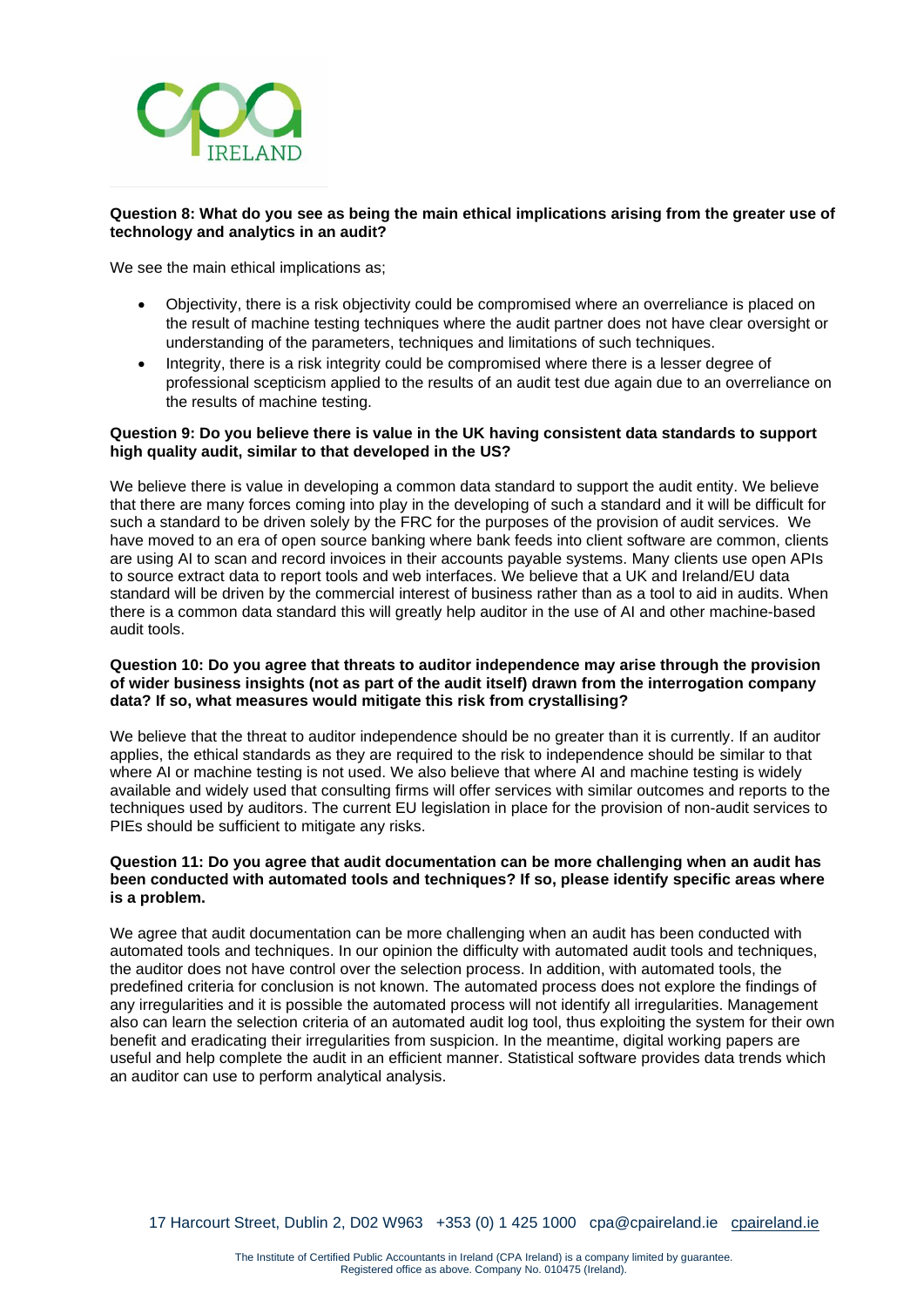**Question 8: What do you see as being the main ethical implications arising from the greater use of technology and analytics in an audit?**

We see the main ethical implications as;

- Objectivity, there is a risk objectivity could be compromised where an overreliance is placed on the result of machine testing techniques where the audit partner does not have clear oversight or understanding of the parameters, techniques and limitations of such techniques.
- Integrity, there is a risk integrity could be compromised where there is a lesser degree of professional scepticism applied to the results of an audit test due again due to an overreliance on the results of machine testing.

**Question 9: Do you believe there is value in the UK having consistent data standards to support high quality audit, similar to that developed in the US?**

We believe there is value in developing a common data standard to support the audit entity. We believe that there are many forces coming into play in the developing of such a standard and it will be difficult for such a standard to be driven solely by the FRC for the purposes of the provision of audit services. We have moved to an era of open source banking where bank feeds into client software are common, clients are using AI to scan and record invoices in their accounts payable systems. Many clients use open APIs to source extract data to report tools and web interfaces. We believe that a UK and Ireland/EU data standard will be driven by the commercial interest of business rather than as a tool to aid in audits. When there is a common data standard this will greatly help auditor in the use of AI and other machine-based audit tools.

**Question 10: Do you agree that threats to auditor independence may arise through the provision of wider business insights (not as part of the audit itself) drawn from the interrogation company data? If so, what measures would mitigate this risk from crystallising?**

We believe that the threat to auditor independence should be no greater than it is currently. If an auditor applies, the ethical standards as they are required to the risk to independence should be similar to that where AI or machine testing is not used. We also believe that where AI and machine testing is widely available and widely used that consulting firms will offer services with similar outcomes and reports to the techniques used by auditors. The current EU legislation in place for the provision of non-audit services to PIEs should be sufficient to mitigate any risks.

**Question 11: Do you agree that audit documentation can be more challenging when an audit has been conducted with automated tools and techniques? If so, please identify specific areas where is a problem.**

We agree that audit documentation can be more challenging when an audit has been conducted with automated tools and techniques. In our opinion the difficulty with automated audit tools and techniques, the auditor does not have control over the selection process. In addition, with automated tools, the predefined criteria for conclusion is not known. The automated process does not explore the findings of any irregularities and it is possible the automated process will not identify all irregularities. Management also can learn the selection criteria of an automated audit log tool, thus exploiting the system for their own benefit and eradicating their irregularities from suspicion. In the meantime, digital working papers are useful and help complete the audit in an efficient manner. Statistical software provides data trends which an auditor can use to perform analytical analysis.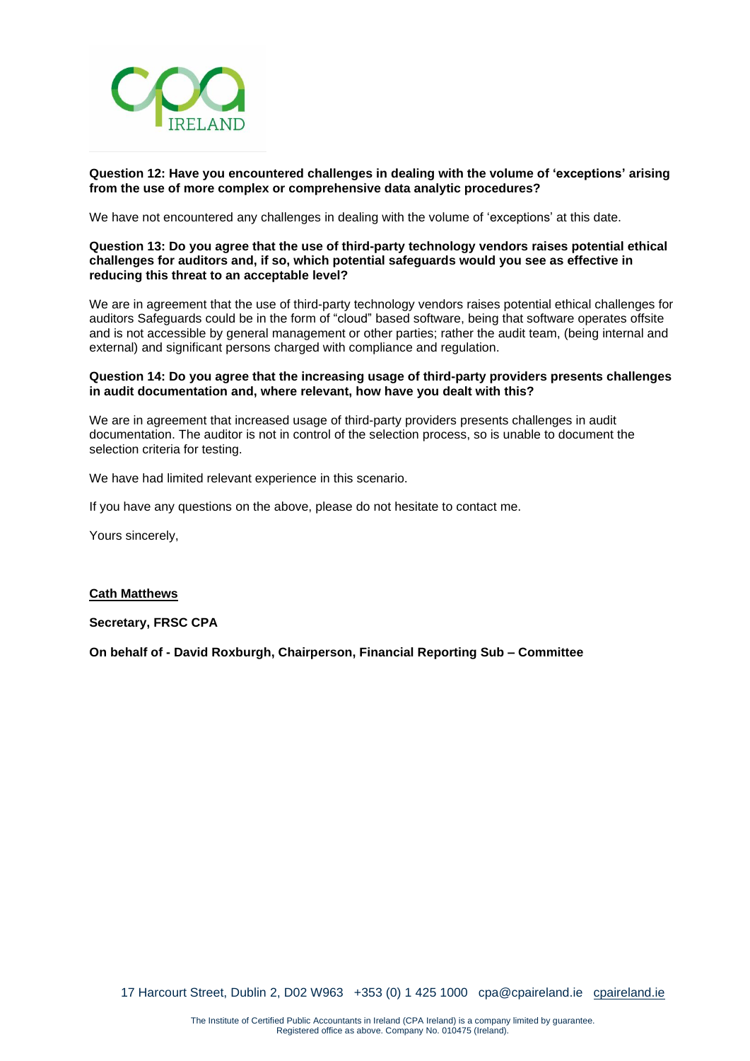**Question 12: Have you encountered challenges in dealing with the volume of 'exceptions' arising from the use of more complex or comprehensive data analytic procedures?**

We have not encountered any challenges in dealing with the volume of 'exceptions' at this date.

**Question 13: Do you agree that the use of third-party technology vendors raises potential ethical challenges for auditors and, if so, which potential safeguards would you see as effective in reducing this threat to an acceptable level?**

We are in agreement that the use of third-party technology vendors raises potential ethical challenges for auditors Safeguards could be in the form of "cloud" based software, being that software operates offsite and is not accessible by general management or other parties; rather the audit team, (being internal and external) and significant persons charged with compliance and regulation.

**Question 14: Do you agree that the increasing usage of third-party providers presents challenges in audit documentation and, where relevant, how have you dealt with this?**

We are in agreement that increased usage of third-party providers presents challenges in audit documentation. The auditor is not in control of the selection process, so is unable to document the selection criteria for testing.

We have had limited relevant experience in this scenario.

If you have any questions on the above, please do not hesitate to contact me.

Yours sincerely,

**Cath Matthews**

**Secretary, FRSC CPA**

**On behalf of - David Roxburgh, Chairperson, Financial Reporting Sub – Committee**

17 Harcourt Street, Dublin 2, D02 W963 +353 (0) 1 425 1000 cpa@cpaireland.ie cpaireland.ie

The Institute of Certified Public Accountants in Ireland (CPA Ireland) is a company limited by guarantee. Registered office as above. Company No. 010475 (Ireland).